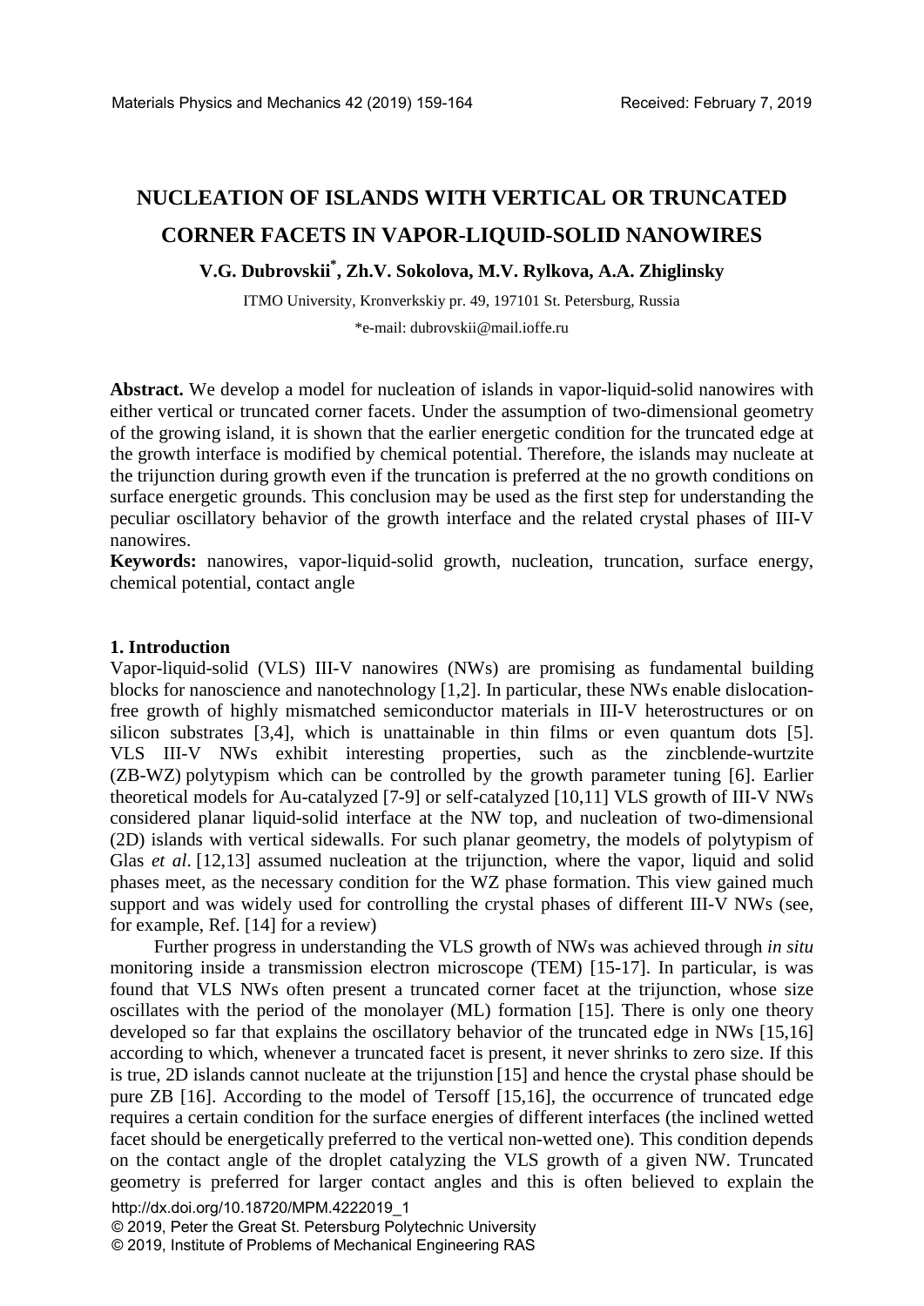# NUCLEATION OF ISLANDS WITH VERTICAL OR TRUNCATED CORNER FACETS IN VAPOR-LIQUID-SOLID NANOWIRES

**V.G. Dubrovskii\*, Zh.V. Sokolova, M.V. Rylkova, A.A. Zhiglinsky**

ITMO University, Kronverkskiy pr. 49, 197101 St. Petersburg, Russia

\*e-mail: dubrovskii@mail.ioffe.ru

**Abstract.** We develop a model for nucleation of islands in vapor-liquid-solid nanowires with either vertical or truncated corner facets. Under the assumption of two-dimensional geometry of the growing island, it is shown that the earlier energetic condition for the truncated edge at the growth interface is modified by chemical potential. Therefore, the islands may nucleate at the trijunction during growth even if the truncation is preferred at the no growth conditions on surface energetic grounds. This conclusion may be used as the first step for understanding the peculiar oscillatory behavior of the growth interface and the related crystal phases of III-V nanowires.

**Keywords:** nanowires, vapor-liquid-solid growth, nucleation, truncation, surface energy, chemical potential, contact angle

## 1. Introduction

Vapor-liquid-solid (VLS) III-V nanowires (NWs) are promising as fundamental building blocks for nanoscience and nanotechnology [1,2]. In particular, these NWs enable dislocation-free growth of highly mismatched semiconductor materials in III-V heterostructures or on silicon substrates [3,4], which is unattainable in thin films or even quantum dots [5]. VLS III-V NWs exhibit interesting properties, such as the zincblende-wurtzite (ZB-WZ) polytypism which can be controlled by the growth parameter tuning [6]. Earlier theoretical models for Au-catalyzed [7-9] or self-catalyzed [10,11] VLS growth of III-V NWs considered planar liquid-solid interface at the NW top, and nucleation of two-dimensional (2D) islands with vertical sidewalls. For such planar geometry, the models of polytypism of Glas *et al*. [12,13] assumed nucleation at the trijunction, where the vapor, liquid and solid phases meet, as the necessary condition for the WZ phase formation. This view gained much support and was widely used for controlling the crystal phases of different III-V NWs (see, for example, Ref. [14] for a review)

Further progress in understanding the VLS growth of NWs was achieved through *in situ* monitoring inside a transmission electron microscope (TEM) [15-17]. In particular, is was found that VLS NWs often present a truncated corner facet at the trijunction, whose size oscillates with the period of the monolayer (ML) formation [15]. There is only one theory developed so far that explains the oscillatory behavior of the truncated edge in NWs [15,16] according to which, whenever a truncated facet is present, it never shrinks to zero size. If this is true, 2D islands cannot nucleate at the trijunstion [15] and hence the crystal phase should be pure ZB [16]. According to the model of Tersoff [15,16], the occurrence of truncated edge requires a certain condition for the surface energies of different interfaces (the inclined wetted facet should be energetically preferred to the vertical non-wetted one). This condition depends on the contact angle of the droplet catalyzing the VLS growth of a given NW. Truncated geometry is preferred for larger contact angles and this is often believed to explain the

http://dx.doi.org/10.18720/MPM.4222019_1

© 2019, Peter the Great St. Petersburg Polytechnic University

© 2019, Institute of Problems of Mechanical Engineering RAS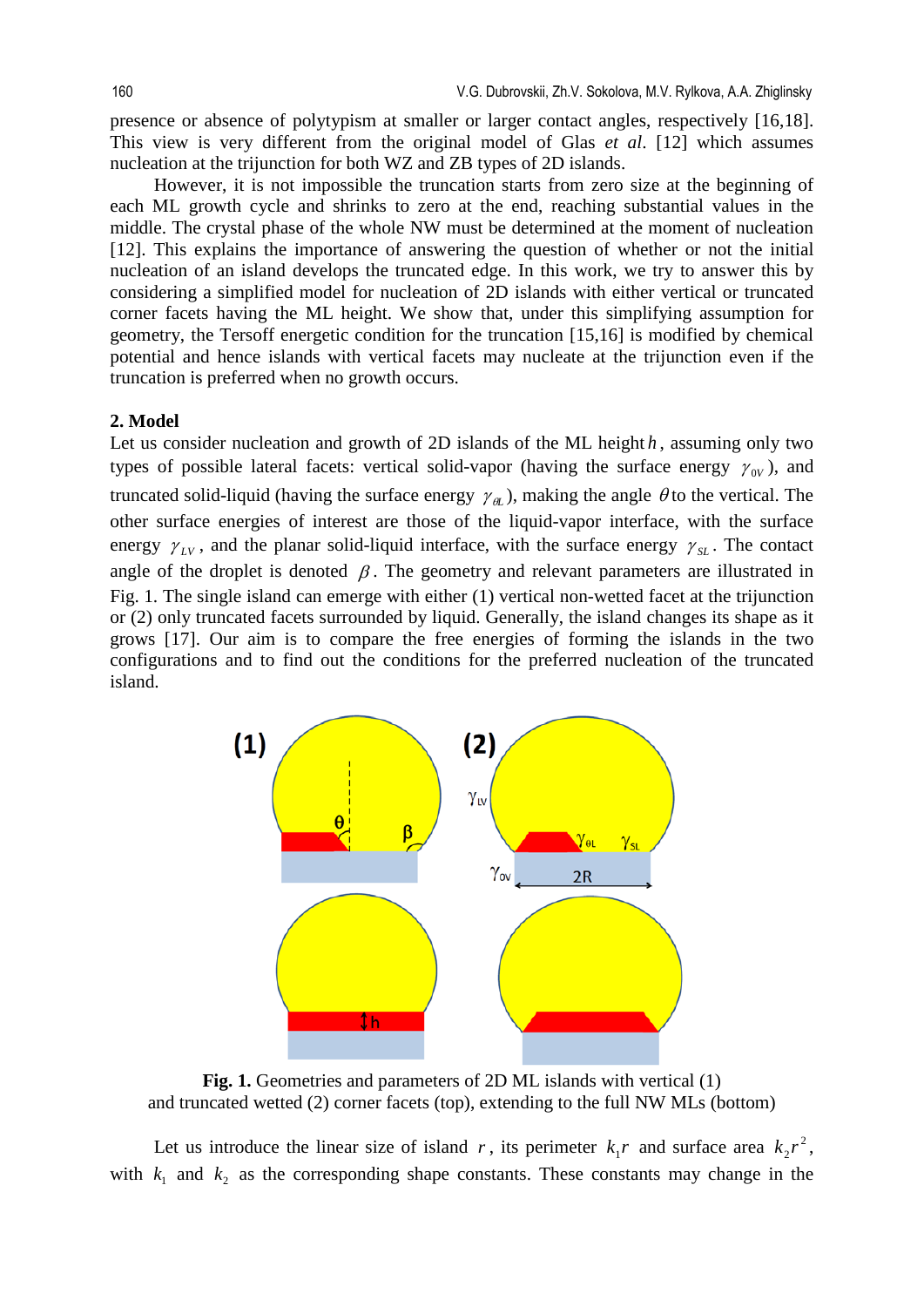presence or absence of polytypism at smaller or larger contact angles, respectively [16,18]. This view is very different from the original model of Glas *et al*. [12] which assumes nucleation at the trijunction for both WZ and ZB types of 2D islands.

However, it is not impossible the truncation starts from zero size at the beginning of each ML growth cycle and shrinks to zero at the end, reaching substantial values in the middle. The crystal phase of the whole NW must be determined at the moment of nucleation [12]. This explains the importance of answering the question of whether or not the initial nucleation of an island develops the truncated edge. In this work, we try to answer this by considering a simplified model for nucleation of 2D islands with either vertical or truncated corner facets having the ML height. We show that, under this simplifying assumption for geometry, the Tersoff energetic condition for the truncation [15,16] is modified by chemical potential and hence islands with vertical facets may nucleate at the trijunction even if the truncation is preferred when no growth occurs.

## 2. Model

Let us consider nucleation and growth of 2D islands of the ML height $h$, assuming only two types of possible lateral facets: vertical solid-vapor (having the surface energy $\gamma_{0V}$), and truncated solid-liquid (having the surface energy $\gamma_{\theta L}$), making the angle $\theta$ to the vertical. The other surface energies of interest are those of the liquid-vapor interface, with the surface energy $\gamma_{LV}$, and the planar solid-liquid interface, with the surface energy $\gamma_{SL}$. The contact angle of the droplet is denoted $\beta$. The geometry and relevant parameters are illustrated in Fig. 1. The single island can emerge with either (1) vertical non-wetted facet at the trijunction or (2) only truncated facets surrounded by liquid. Generally, the island changes its shape as it grows [17]. Our aim is to compare the free energies of forming the islands in the two configurations and to find out the conditions for the preferred nucleation of the truncated island.

**Fig. 1.** Geometries and parameters of 2D ML islands with vertical (1) and truncated wetted (2) corner facets (top), extending to the full NW MLs (bottom)

Let us introduce the linear size of island $r$, its perimeter $k_1 r$ and surface area $k_2 r^2$, with $k_1$ and $k_2$ as the corresponding shape constants. These constants may change in the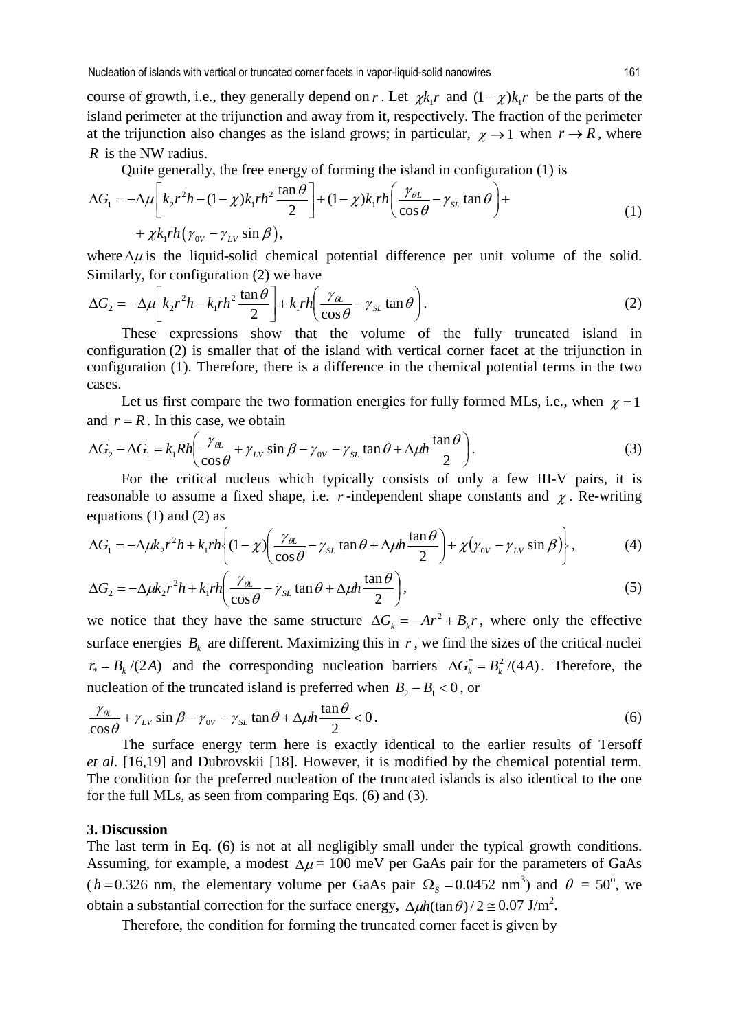course of growth, i.e., they generally depend on $r$. Let $\chi k_1 r$ and $(1-\chi)k_1 r$ be the parts of the island perimeter at the trijunction and away from it, respectively. The fraction of the perimeter at the trijunction also changes as the island grows; in particular, $\chi \to 1$ when $r \to R$, where $R$ is the NW radius.

Quite generally, the free energy of forming the island in configuration (1) is

$$\Delta G_1 = -\Delta\mu\left[k_2 r^2 h - (1-\chi)k_1 r h^2 \frac{\tan\theta}{2}\right] + (1-\chi)k_1 r h\left(\frac{\gamma_{\theta L}}{\cos\theta} - \gamma_{SL}\tan\theta\right) + \chi k_1 r h\left(\gamma_{0V} - \gamma_{LV}\sin\beta\right), \quad (1)$$

where $\Delta\mu$ is the liquid-solid chemical potential difference per unit volume of the solid. Similarly, for configuration (2) we have

$$\Delta G_2 = -\Delta\mu\left[k_2 r^2 h - k_1 r h^2 \frac{\tan\theta}{2}\right] + k_1 r h\left(\frac{\gamma_{\theta L}}{\cos\theta} - \gamma_{SL}\tan\theta\right). \quad (2)$$

These expressions show that the volume of the fully truncated island in configuration (2) is smaller that of the island with vertical corner facet at the trijunction in configuration (1). Therefore, there is a difference in the chemical potential terms in the two cases.

Let us first compare the two formation energies for fully formed MLs, i.e., when $\chi = 1$ and $r = R$. In this case, we obtain

$$\Delta G_2 - \Delta G_1 = k_1 R h\left(\frac{\gamma_{\theta L}}{\cos\theta} + \gamma_{LV}\sin\beta - \gamma_{0V} - \gamma_{SL}\tan\theta + \Delta\mu h\frac{\tan\theta}{2}\right). \quad (3)$$

For the critical nucleus which typically consists of only a few III-V pairs, it is reasonable to assume a fixed shape, i.e. $r$-independent shape constants and $\chi$. Re-writing equations (1) and (2) as

$$\Delta G_1 = -\Delta\mu k_2 r^2 h + k_1 r h\left\{(1-\chi)\left(\frac{\gamma_{\theta L}}{\cos\theta} - \gamma_{SL}\tan\theta + \Delta\mu h\frac{\tan\theta}{2}\right) + \chi\left(\gamma_{0V} - \gamma_{LV}\sin\beta\right)\right\}, \quad (4)$$

$$\Delta G_2 = -\Delta\mu k_2 r^2 h + k_1 r h\left(\frac{\gamma_{\theta L}}{\cos\theta} - \gamma_{SL}\tan\theta + \Delta\mu h\frac{\tan\theta}{2}\right), \quad (5)$$

we notice that they have the same structure $\Delta G_k = -Ar^2 + B_k r$, where only the effective surface energies $B_k$ are different. Maximizing this in $r$, we find the sizes of the critical nuclei $r_* = B_k/(2A)$ and the corresponding nucleation barriers $\Delta G_k^* = B_k^2/(4A)$. Therefore, the nucleation of the truncated island is preferred when $B_2 - B_1 < 0$, or

$$\frac{\gamma_{\theta L}}{\cos\theta} + \gamma_{LV}\sin\beta - \gamma_{0V} - \gamma_{SL}\tan\theta + \Delta\mu h\frac{\tan\theta}{2} < 0. \quad (6)$$

The surface energy term here is exactly identical to the earlier results of Tersoff *et al*. [16,19] and Dubrovskii [18]. However, it is modified by the chemical potential term. The condition for the preferred nucleation of the truncated islands is also identical to the one for the full MLs, as seen from comparing Eqs. (6) and (3).

## 3. Discussion

The last term in Eq. (6) is not at all negligibly small under the typical growth conditions. Assuming, for example, a modest $\Delta\mu$ = 100 meV per GaAs pair for the parameters of GaAs ($h$ = 0.326 nm, the elementary volume per GaAs pair $\Omega_S$ = 0.0452 nm$^3$) and $\theta$ = 50$^{\circ}$, we obtain a substantial correction for the surface energy, $\Delta\mu h(\tan\theta)/2 \cong 0.07$ J/m$^2$.

Therefore, the condition for forming the truncated corner facet is given by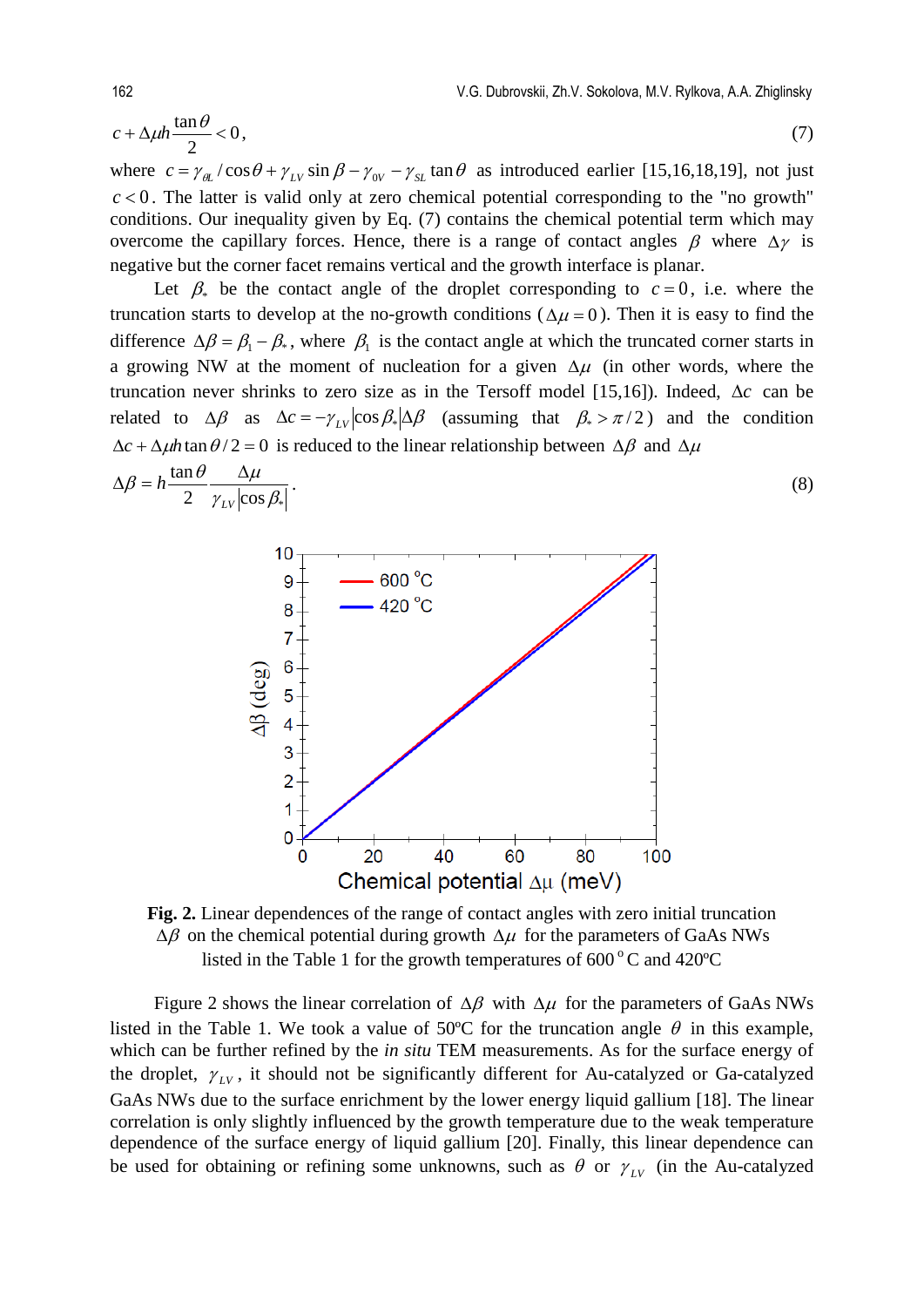$$c + \Delta\mu h \frac{\tan\theta}{2} < 0, \tag{7}$$

where $c = \gamma_{\theta L}/\cos\theta + \gamma_{LV}\sin\beta - \gamma_{0V} - \gamma_{SL}\tan\theta$ as introduced earlier [15,16,18,19], not just $c < 0$. The latter is valid only at zero chemical potential corresponding to the "no growth" conditions. Our inequality given by Eq. (7) contains the chemical potential term which may overcome the capillary forces. Hence, there is a range of contact angles $\beta$ where $\Delta\gamma$ is negative but the corner facet remains vertical and the growth interface is planar.

Let $\beta_*$ be the contact angle of the droplet corresponding to $c = 0$, i.e. where the truncation starts to develop at the no-growth conditions ($\Delta\mu = 0$). Then it is easy to find the difference $\Delta\beta = \beta_1 - \beta_*$, where $\beta_1$ is the contact angle at which the truncated corner starts in a growing NW at the moment of nucleation for a given $\Delta\mu$ (in other words, where the truncation never shrinks to zero size as in the Tersoff model [15,16]). Indeed, $\Delta c$ can be related to $\Delta\beta$ as $\Delta c = -\gamma_{LV}|\cos\beta_*|\Delta\beta$ (assuming that $\beta_* > \pi/2$) and the condition $\Delta c + \Delta\mu h\tan\theta/2 = 0$ is reduced to the linear relationship between $\Delta\beta$ and $\Delta\mu$

$$\Delta\beta = h\frac{\tan\theta}{2}\frac{\Delta\mu}{\gamma_{LV}|\cos\beta_*|}. \tag{8}$$

**Fig. 2.** Linear dependences of the range of contact angles with zero initial truncation $\Delta\beta$ on the chemical potential during growth $\Delta\mu$ for the parameters of GaAs NWs listed in the Table 1 for the growth temperatures of 600 °C and 420ºC

Figure 2 shows the linear correlation of $\Delta\beta$ with $\Delta\mu$ for the parameters of GaAs NWs listed in the Table 1. We took a value of 50ºC for the truncation angle $\theta$ in this example, which can be further refined by the *in situ* TEM measurements. As for the surface energy of the droplet, $\gamma_{LV}$, it should not be significantly different for Au-catalyzed or Ga-catalyzed GaAs NWs due to the surface enrichment by the lower energy liquid gallium [18]. The linear correlation is only slightly influenced by the growth temperature due to the weak temperature dependence of the surface energy of liquid gallium [20]. Finally, this linear dependence can be used for obtaining or refining some unknowns, such as $\theta$ or $\gamma_{LV}$ (in the Au-catalyzed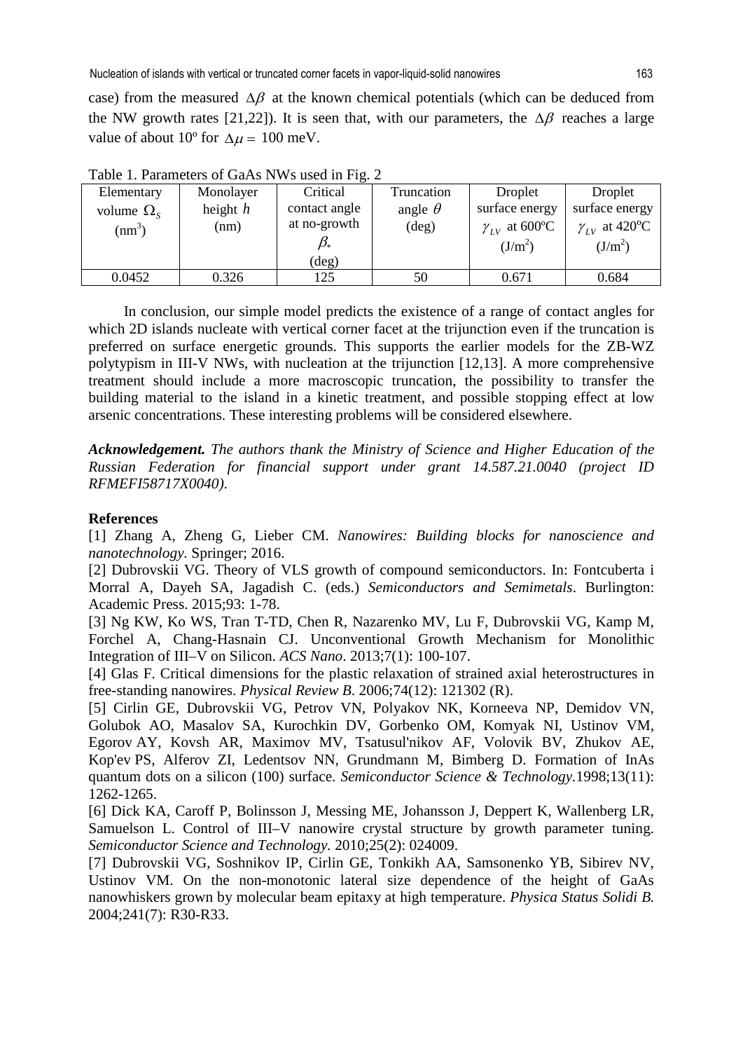case) from the measured $\Delta\beta$ at the known chemical potentials (which can be deduced from the NW growth rates [21,22]). It is seen that, with our parameters, the $\Delta\beta$ reaches a large value of about 10º for $\Delta\mu =$ 100 meV.

Table 1. Parameters of GaAs NWs used in Fig. 2

| Elementary volume $\Omega_S$ (nm$^3$) | Monolayer height $h$ (nm) | Critical contact angle at no-growth $\beta_*$ (deg) | Truncation angle $\theta$ (deg) | Droplet surface energy $\gamma_{LV}$ at 600ºC (J/m$^2$) | Droplet surface energy $\gamma_{LV}$ at 420ºC (J/m$^2$) |
|---|---|---|---|---|---|
| 0.0452 | 0.326 | 125 | 50 | 0.671 | 0.684 |

In conclusion, our simple model predicts the existence of a range of contact angles for which 2D islands nucleate with vertical corner facet at the trijunction even if the truncation is preferred on surface energetic grounds. This supports the earlier models for the ZB-WZ polytypism in III-V NWs, with nucleation at the trijunction [12,13]. A more comprehensive treatment should include a more macroscopic truncation, the possibility to transfer the building material to the island in a kinetic treatment, and possible stopping effect at low arsenic concentrations. These interesting problems will be considered elsewhere.

***Acknowledgement.*** *The authors thank the Ministry of Science and Higher Education of the Russian Federation for financial support under grant 14.587.21.0040 (project ID RFMEFI58717X0040).*

**References**

[1] Zhang A, Zheng G, Lieber CM. *Nanowires: Building blocks for nanoscience and nanotechnology*. Springer; 2016.

[2] Dubrovskii VG. Theory of VLS growth of compound semiconductors. In: Fontcuberta i Morral A, Dayeh SA, Jagadish C. (eds.) *Semiconductors and Semimetals*. Burlington: Academic Press. 2015;93: 1-78.

[3] Ng KW, Ko WS, Tran T-TD, Chen R, Nazarenko MV, Lu F, Dubrovskii VG, Kamp M, Forchel A, Chang-Hasnain CJ. Unconventional Growth Mechanism for Monolithic Integration of III–V on Silicon. *ACS Nano*. 2013;7(1): 100-107.

[4] Glas F. Critical dimensions for the plastic relaxation of strained axial heterostructures in free-standing nanowires. *Physical Review B*. 2006;74(12): 121302 (R).

[5] Cirlin GE, Dubrovskii VG, Petrov VN, Polyakov NK, Korneeva NP, Demidov VN, Golubok AO, Masalov SA, Kurochkin DV, Gorbenko OM, Komyak NI, Ustinov VM, Egorov AY, Kovsh AR, Maximov MV, Tsatusul'nikov AF, Volovik BV, Zhukov AE, Kop'ev PS, Alferov ZI, Ledentsov NN, Grundmann M, Bimberg D. Formation of InAs quantum dots on a silicon (100) surface. *Semiconductor Science & Technology*.1998;13(11): 1262-1265.

[6] Dick KA, Caroff P, Bolinsson J, Messing ME, Johansson J, Deppert K, Wallenberg LR, Samuelson L. Control of III–V nanowire crystal structure by growth parameter tuning. *Semiconductor Science and Technology*. 2010;25(2): 024009.

[7] Dubrovskii VG, Soshnikov IP, Cirlin GE, Tonkikh AA, Samsonenko YB, Sibirev NV, Ustinov VM. On the non-monotonic lateral size dependence of the height of GaAs nanowhiskers grown by molecular beam epitaxy at high temperature. *Physica Status Solidi B.* 2004;241(7): R30-R33.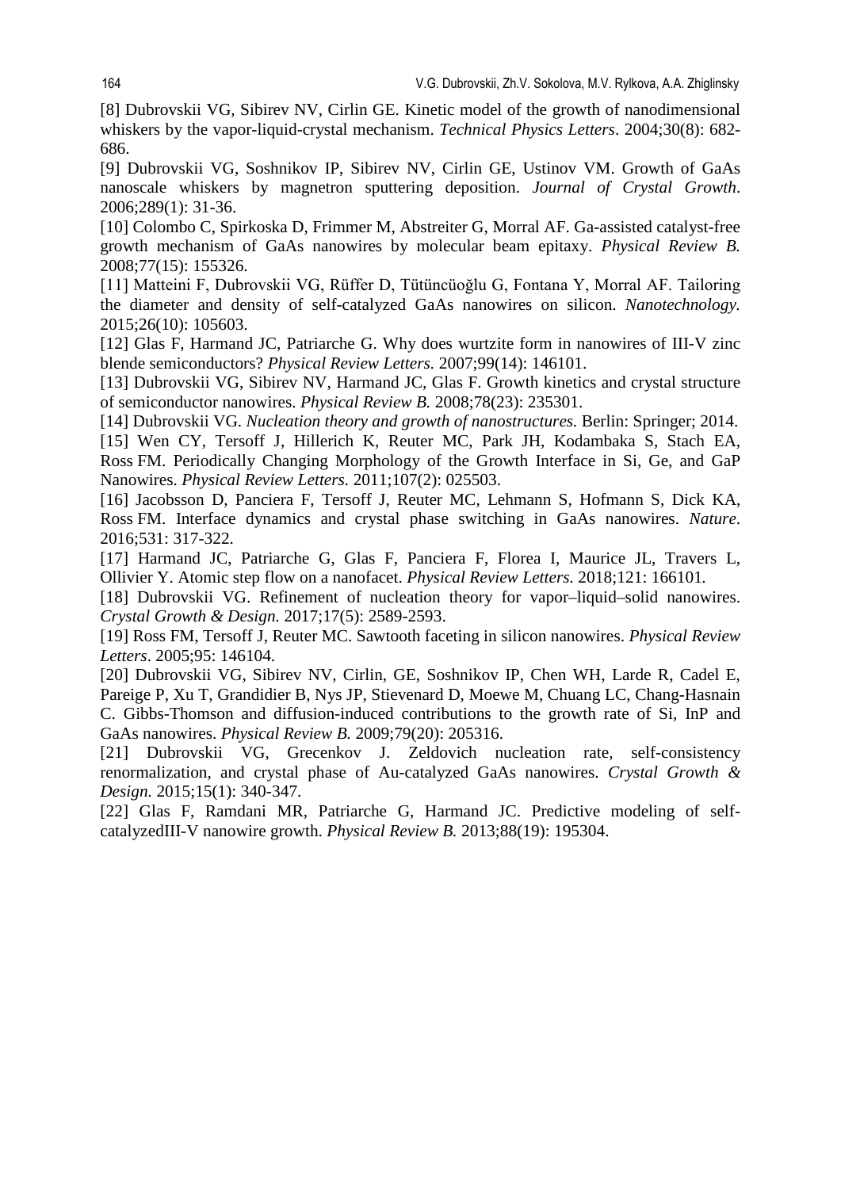[8] Dubrovskii VG, Sibirev NV, Cirlin GE. Kinetic model of the growth of nanodimensional whiskers by the vapor-liquid-crystal mechanism. *Technical Physics Letters*. 2004;30(8): 682-686.

[9] Dubrovskii VG, Soshnikov IP, Sibirev NV, Cirlin GE, Ustinov VM. Growth of GaAs nanoscale whiskers by magnetron sputtering deposition. *Journal of Crystal Growth*. 2006;289(1): 31-36.

[10] Colombo C, Spirkoska D, Frimmer M, Abstreiter G, Morral AF. Ga-assisted catalyst-free growth mechanism of GaAs nanowires by molecular beam epitaxy. *Physical Review B.* 2008;77(15): 155326.

[11] Matteini F, Dubrovskii VG, Rüffer D, Tütüncüoğlu G, Fontana Y, Morral AF. Tailoring the diameter and density of self-catalyzed GaAs nanowires on silicon. *Nanotechnology.* 2015;26(10): 105603.

[12] Glas F, Harmand JC, Patriarche G. Why does wurtzite form in nanowires of III-V zinc blende semiconductors? *Physical Review Letters.* 2007;99(14): 146101.

[13] Dubrovskii VG, Sibirev NV, Harmand JC, Glas F. Growth kinetics and crystal structure of semiconductor nanowires. *Physical Review B.* 2008;78(23): 235301.

[14] Dubrovskii VG. *Nucleation theory and growth of nanostructures.* Berlin: Springer; 2014.

[15] Wen CY, Tersoff J, Hillerich K, Reuter MC, Park JH, Kodambaka S, Stach EA, Ross FM. Periodically Changing Morphology of the Growth Interface in Si, Ge, and GaP Nanowires. *Physical Review Letters.* 2011;107(2): 025503.

[16] Jacobsson D, Panciera F, Tersoff J, Reuter MC, Lehmann S, Hofmann S, Dick KA, Ross FM. Interface dynamics and crystal phase switching in GaAs nanowires. *Nature*. 2016;531: 317-322.

[17] Harmand JC, Patriarche G, Glas F, Panciera F, Florea I, Maurice JL, Travers L, Ollivier Y. Atomic step flow on a nanofacet. *Physical Review Letters.* 2018;121: 166101.

[18] Dubrovskii VG. Refinement of nucleation theory for vapor–liquid–solid nanowires. *Crystal Growth & Design.* 2017;17(5): 2589-2593.

[19] Ross FM, Tersoff J, Reuter MC. Sawtooth faceting in silicon nanowires. *Physical Review Letters*. 2005;95: 146104.

[20] Dubrovskii VG, Sibirev NV, Cirlin, GE, Soshnikov IP, Chen WH, Larde R, Cadel E, Pareige P, Xu T, Grandidier B, Nys JP, Stievenard D, Moewe M, Chuang LC, Chang-Hasnain C. Gibbs-Thomson and diffusion-induced contributions to the growth rate of Si, InP and GaAs nanowires. *Physical Review B.* 2009;79(20): 205316.

[21] Dubrovskii VG, Grecenkov J. Zeldovich nucleation rate, self-consistency renormalization, and crystal phase of Au-catalyzed GaAs nanowires. *Crystal Growth & Design.* 2015;15(1): 340-347.

[22] Glas F, Ramdani MR, Patriarche G, Harmand JC. Predictive modeling of self-catalyzedIII-V nanowire growth. *Physical Review B.* 2013;88(19): 195304.